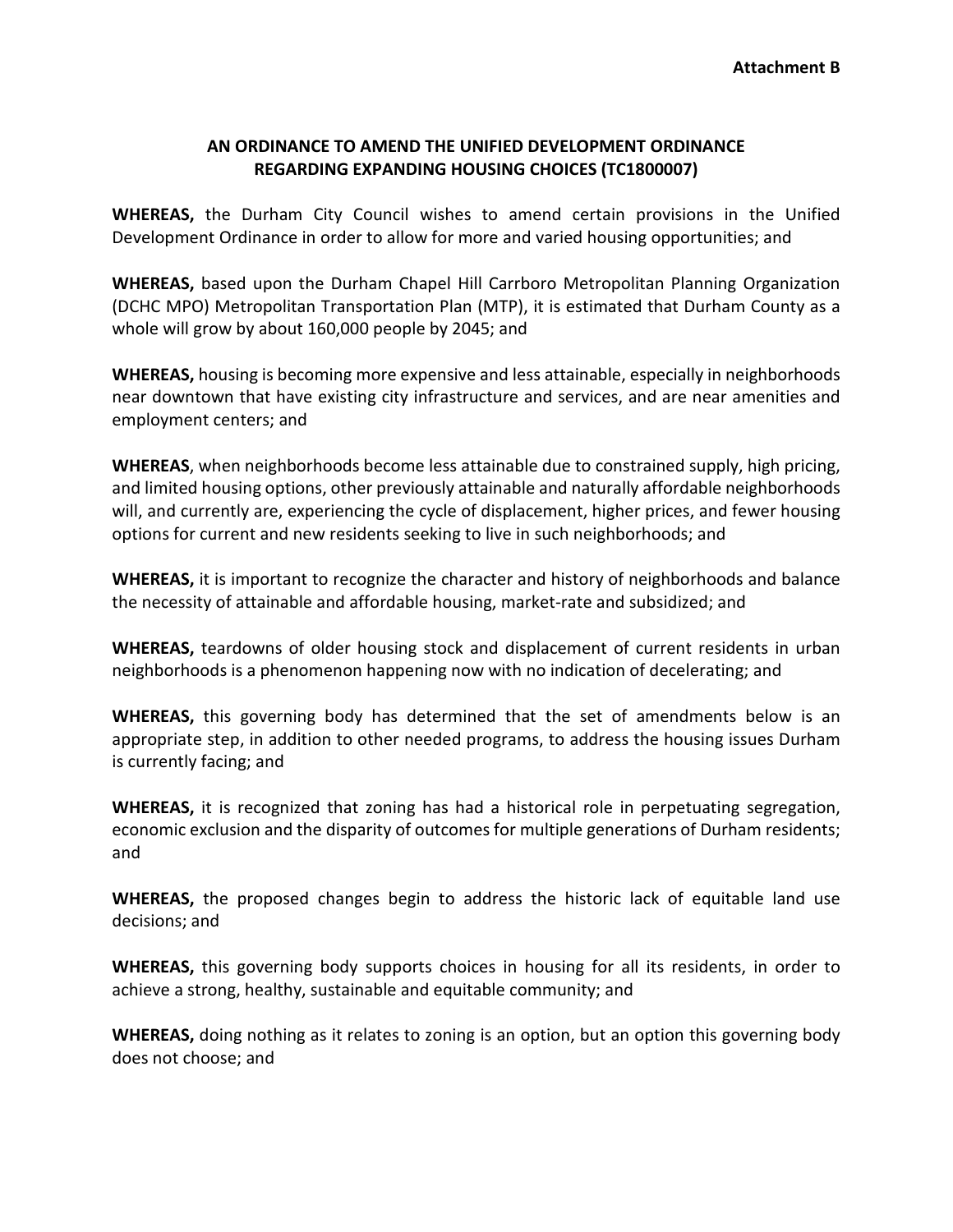**Attachment B**

## AN ORDINANCE TO AMEND THE UNIFIED DEVELOPMENT ORDINANCE REGARDING EXPANDING HOUSING CHOICES (TC1800007)

**WHEREAS,** the Durham City Council wishes to amend certain provisions in the Unified Development Ordinance in order to allow for more and varied housing opportunities; and

**WHEREAS,** based upon the Durham Chapel Hill Carrboro Metropolitan Planning Organization (DCHC MPO) Metropolitan Transportation Plan (MTP), it is estimated that Durham County as a whole will grow by about 160,000 people by 2045; and

**WHEREAS,** housing is becoming more expensive and less attainable, especially in neighborhoods near downtown that have existing city infrastructure and services, and are near amenities and employment centers; and

**WHEREAS**, when neighborhoods become less attainable due to constrained supply, high pricing, and limited housing options, other previously attainable and naturally affordable neighborhoods will, and currently are, experiencing the cycle of displacement, higher prices, and fewer housing options for current and new residents seeking to live in such neighborhoods; and

**WHEREAS,** it is important to recognize the character and history of neighborhoods and balance the necessity of attainable and affordable housing, market-rate and subsidized; and

**WHEREAS,** teardowns of older housing stock and displacement of current residents in urban neighborhoods is a phenomenon happening now with no indication of decelerating; and

**WHEREAS,** this governing body has determined that the set of amendments below is an appropriate step, in addition to other needed programs, to address the housing issues Durham is currently facing; and

**WHEREAS,** it is recognized that zoning has had a historical role in perpetuating segregation, economic exclusion and the disparity of outcomes for multiple generations of Durham residents; and

**WHEREAS,** the proposed changes begin to address the historic lack of equitable land use decisions; and

**WHEREAS,** this governing body supports choices in housing for all its residents, in order to achieve a strong, healthy, sustainable and equitable community; and

**WHEREAS,** doing nothing as it relates to zoning is an option, but an option this governing body does not choose; and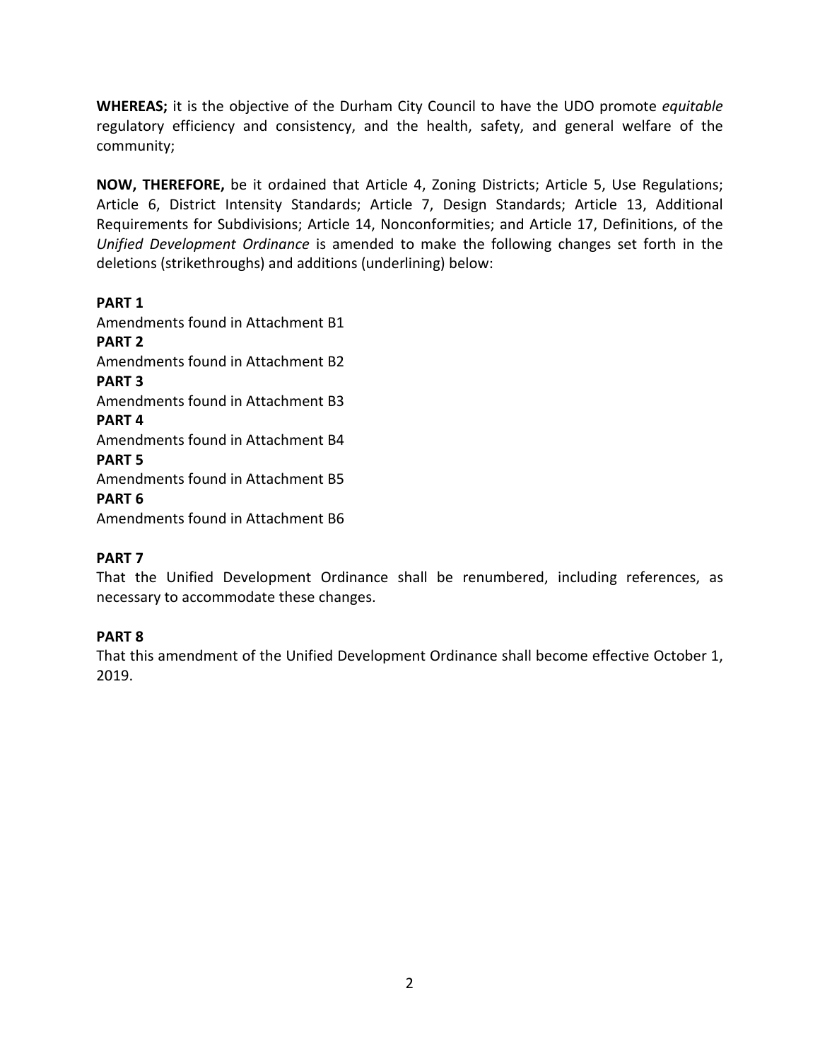**WHEREAS;** it is the objective of the Durham City Council to have the UDO promote *equitable* regulatory efficiency and consistency, and the health, safety, and general welfare of the community;

**NOW, THEREFORE,** be it ordained that Article 4, Zoning Districts; Article 5, Use Regulations; Article 6, District Intensity Standards; Article 7, Design Standards; Article 13, Additional Requirements for Subdivisions; Article 14, Nonconformities; and Article 17, Definitions, of the *Unified Development Ordinance* is amended to make the following changes set forth in the deletions (strikethroughs) and additions (underlining) below:

**PART 1**
Amendments found in Attachment B1

**PART 2**
Amendments found in Attachment B2

**PART 3**
Amendments found in Attachment B3

**PART 4**
Amendments found in Attachment B4

**PART 5**
Amendments found in Attachment B5

**PART 6**
Amendments found in Attachment B6

**PART 7**
That the Unified Development Ordinance shall be renumbered, including references, as necessary to accommodate these changes.

**PART 8**
That this amendment of the Unified Development Ordinance shall become effective October 1, 2019.